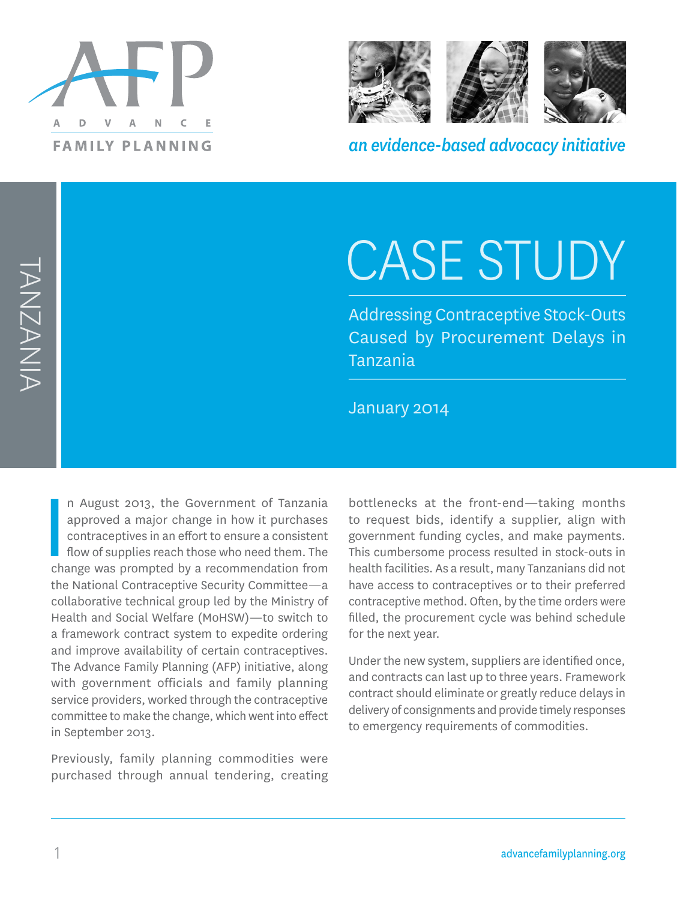ADVANCE FAMILY PLANNING

*an evidence-based advocacy initiative*

TANZANIA

# CASE STUDY

## Addressing Contraceptive Stock-Outs Caused by Procurement Delays in Tanzania

January 2014

In August 2013, the Government of Tanzania approved a major change in how it purchases contraceptives in an effort to ensure a consistent flow of supplies reach those who need them. The change was prompted by a recommendation from the National Contraceptive Security Committee—a collaborative technical group led by the Ministry of Health and Social Welfare (MoHSW)—to switch to a framework contract system to expedite ordering and improve availability of certain contraceptives. The Advance Family Planning (AFP) initiative, along with government officials and family planning service providers, worked through the contraceptive committee to make the change, which went into effect in September 2013.

Previously, family planning commodities were purchased through annual tendering, creating bottlenecks at the front-end—taking months to request bids, identify a supplier, align with government funding cycles, and make payments. This cumbersome process resulted in stock-outs in health facilities. As a result, many Tanzanians did not have access to contraceptives or to their preferred contraceptive method. Often, by the time orders were filled, the procurement cycle was behind schedule for the next year.

Under the new system, suppliers are identified once, and contracts can last up to three years. Framework contract should eliminate or greatly reduce delays in delivery of consignments and provide timely responses to emergency requirements of commodities.

advancefamilyplanning.org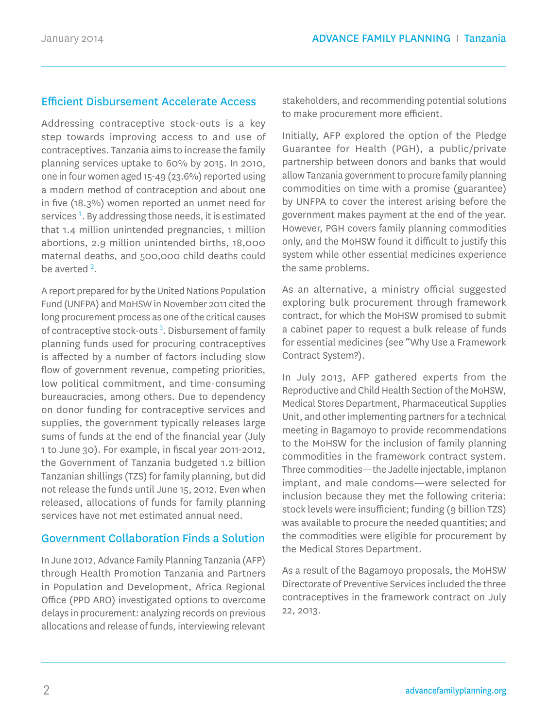## Efficient Disbursement Accelerate Access

Addressing contraceptive stock-outs is a key step towards improving access to and use of contraceptives. Tanzania aims to increase the family planning services uptake to 60% by 2015. In 2010, one in four women aged 15-49 (23.6%) reported using a modern method of contraception and about one in five (18.3%) women reported an unmet need for services [1]. By addressing those needs, it is estimated that 1.4 million unintended pregnancies, 1 million abortions, 2.9 million unintended births, 18,000 maternal deaths, and 500,000 child deaths could be averted [2].

A report prepared for by the United Nations Population Fund (UNFPA) and MoHSW in November 2011 cited the long procurement process as one of the critical causes of contraceptive stock-outs [3]. Disbursement of family planning funds used for procuring contraceptives is affected by a number of factors including slow flow of government revenue, competing priorities, low political commitment, and time-consuming bureaucracies, among others. Due to dependency on donor funding for contraceptive services and supplies, the government typically releases large sums of funds at the end of the financial year (July 1 to June 30). For example, in fiscal year 2011-2012, the Government of Tanzania budgeted 1.2 billion Tanzanian shillings (TZS) for family planning, but did not release the funds until June 15, 2012. Even when released, allocations of funds for family planning services have not met estimated annual need.

## Government Collaboration Finds a Solution

In June 2012, Advance Family Planning Tanzania (AFP) through Health Promotion Tanzania and Partners in Population and Development, Africa Regional Office (PPD ARO) investigated options to overcome delays in procurement: analyzing records on previous allocations and release of funds, interviewing relevant stakeholders, and recommending potential solutions to make procurement more efficient.

Initially, AFP explored the option of the Pledge Guarantee for Health (PGH), a public/private partnership between donors and banks that would allow Tanzania government to procure family planning commodities on time with a promise (guarantee) by UNFPA to cover the interest arising before the government makes payment at the end of the year. However, PGH covers family planning commodities only, and the MoHSW found it difficult to justify this system while other essential medicines experience the same problems.

As an alternative, a ministry official suggested exploring bulk procurement through framework contract, for which the MoHSW promised to submit a cabinet paper to request a bulk release of funds for essential medicines (see "Why Use a Framework Contract System?).

In July 2013, AFP gathered experts from the Reproductive and Child Health Section of the MoHSW, Medical Stores Department, Pharmaceutical Supplies Unit, and other implementing partners for a technical meeting in Bagamoyo to provide recommendations to the MoHSW for the inclusion of family planning commodities in the framework contract system. Three commodities—the Jadelle injectable, implanon implant, and male condoms—were selected for inclusion because they met the following criteria: stock levels were insufficient; funding (9 billion TZS) was available to procure the needed quantities; and the commodities were eligible for procurement by the Medical Stores Department.

As a result of the Bagamoyo proposals, the MoHSW Directorate of Preventive Services included the three contraceptives in the framework contract on July 22, 2013.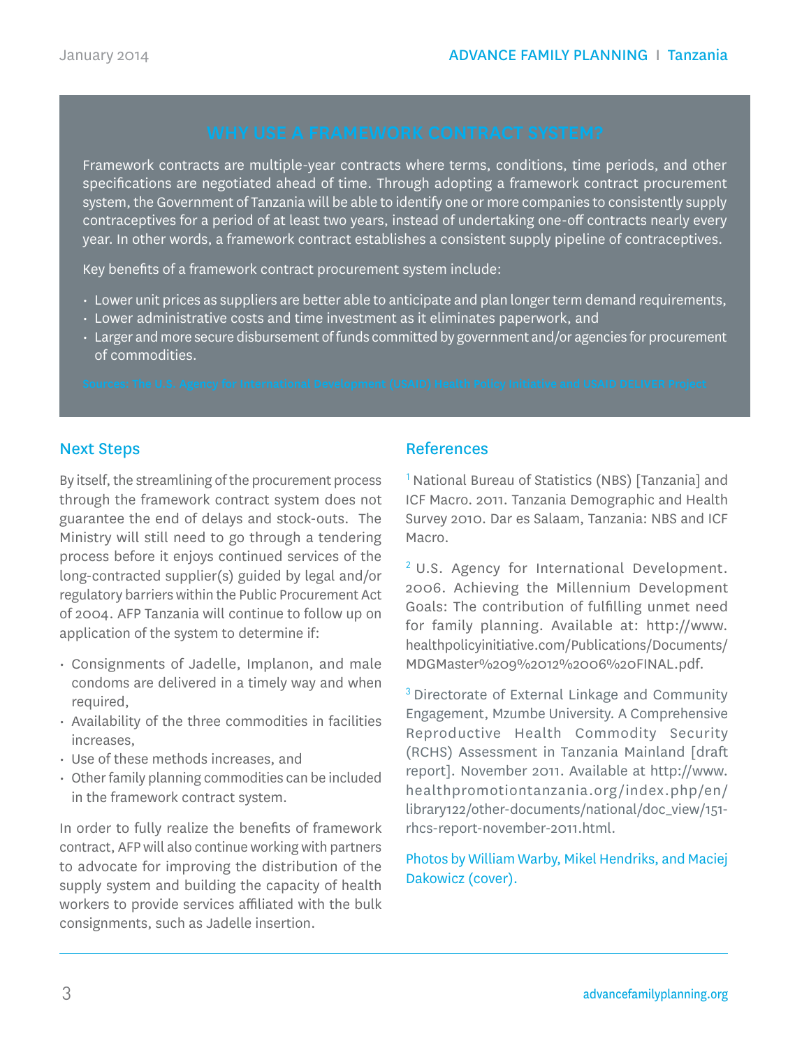## WHY USE A FRAMEWORK CONTRACT SYSTEM?

Framework contracts are multiple-year contracts where terms, conditions, time periods, and other specifications are negotiated ahead of time. Through adopting a framework contract procurement system, the Government of Tanzania will be able to identify one or more companies to consistently supply contraceptives for a period of at least two years, instead of undertaking one-off contracts nearly every year. In other words, a framework contract establishes a consistent supply pipeline of contraceptives.

Key benefits of a framework contract procurement system include:

- Lower unit prices as suppliers are better able to anticipate and plan longer term demand requirements,
- Lower administrative costs and time investment as it eliminates paperwork, and
- Larger and more secure disbursement of funds committed by government and/or agencies for procurement of commodities.

Sources: The U.S. Agency for International Development (USAID) Health Policy Initiative and USAID DELIVER Project

## Next Steps

By itself, the streamlining of the procurement process through the framework contract system does not guarantee the end of delays and stock-outs. The Ministry will still need to go through a tendering process before it enjoys continued services of the long-contracted supplier(s) guided by legal and/or regulatory barriers within the Public Procurement Act of 2004. AFP Tanzania will continue to follow up on application of the system to determine if:

- Consignments of Jadelle, Implanon, and male condoms are delivered in a timely way and when required,
- Availability of the three commodities in facilities increases,
- Use of these methods increases, and
- Other family planning commodities can be included in the framework contract system.

In order to fully realize the benefits of framework contract, AFP will also continue working with partners to advocate for improving the distribution of the supply system and building the capacity of health workers to provide services affiliated with the bulk consignments, such as Jadelle insertion.

## References

[1] National Bureau of Statistics (NBS) [Tanzania] and ICF Macro. 2011. Tanzania Demographic and Health Survey 2010. Dar es Salaam, Tanzania: NBS and ICF Macro.

[2] U.S. Agency for International Development. 2006. Achieving the Millennium Development Goals: The contribution of fulfilling unmet need for family planning. Available at: http://www.healthpolicyinitiative.com/Publications/Documents/MDGMaster%209%2012%2006%20FINAL.pdf.

[3] Directorate of External Linkage and Community Engagement, Mzumbe University. A Comprehensive Reproductive Health Commodity Security (RCHS) Assessment in Tanzania Mainland [draft report]. November 2011. Available at http://www.healthpromotiontanzania.org/index.php/en/library122/other-documents/national/doc_view/151-rhcs-report-november-2011.html.

Photos by William Warby, Mikel Hendriks, and Maciej Dakowicz (cover).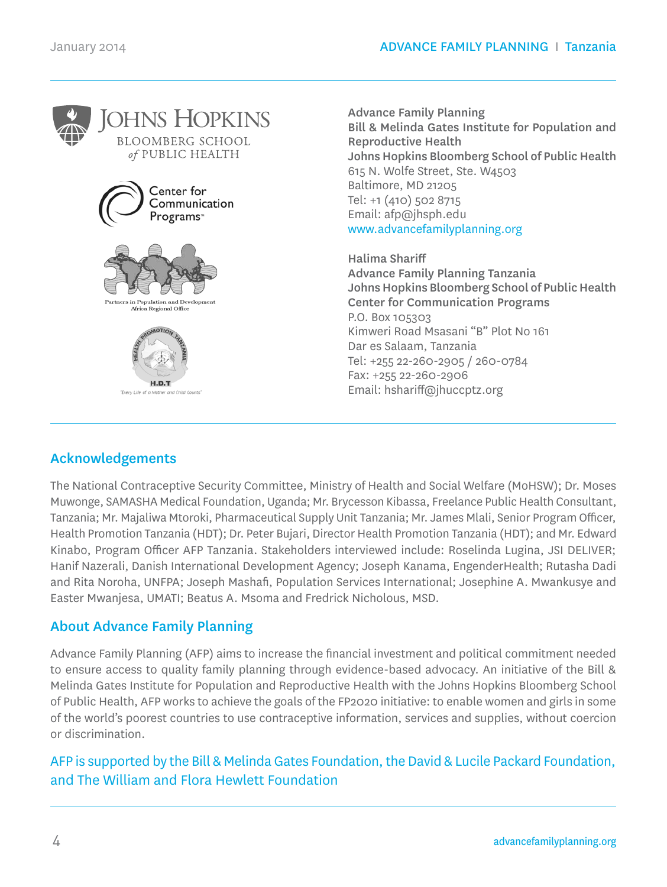**Advance Family Planning**
**Bill & Melinda Gates Institute for Population and Reproductive Health**
**Johns Hopkins Bloomberg School of Public Health**
615 N. Wolfe Street, Ste. W4503
Baltimore, MD 21205
Tel: +1 (410) 502 8715
Email: afp@jhsph.edu
www.advancefamilyplanning.org

**Halima Shariff**
**Advance Family Planning Tanzania**
**Johns Hopkins Bloomberg School of Public Health**
**Center for Communication Programs**
P.O. Box 105303
Kimweri Road Msasani "B" Plot No 161
Dar es Salaam, Tanzania
Tel: +255 22-260-2905 / 260-0784
Fax: +255 22-260-2906
Email: hshariff@jhuccptz.org

## Acknowledgements

The National Contraceptive Security Committee, Ministry of Health and Social Welfare (MoHSW); Dr. Moses Muwonge, SAMASHA Medical Foundation, Uganda; Mr. Brycesson Kibassa, Freelance Public Health Consultant, Tanzania; Mr. Majaliwa Mtoroki, Pharmaceutical Supply Unit Tanzania; Mr. James Mlali, Senior Program Officer, Health Promotion Tanzania (HDT); Dr. Peter Bujari, Director Health Promotion Tanzania (HDT); and Mr. Edward Kinabo, Program Officer AFP Tanzania. Stakeholders interviewed include: Roselinda Lugina, JSI DELIVER; Hanif Nazerali, Danish International Development Agency; Joseph Kanama, EngenderHealth; Rutasha Dadi and Rita Noroha, UNFPA; Joseph Mashafi, Population Services International; Josephine A. Mwankusye and Easter Mwanjesa, UMATI; Beatus A. Msoma and Fredrick Nicholous, MSD.

## About Advance Family Planning

Advance Family Planning (AFP) aims to increase the financial investment and political commitment needed to ensure access to quality family planning through evidence-based advocacy. An initiative of the Bill & Melinda Gates Institute for Population and Reproductive Health with the Johns Hopkins Bloomberg School of Public Health, AFP works to achieve the goals of the FP2020 initiative: to enable women and girls in some of the world's poorest countries to use contraceptive information, services and supplies, without coercion or discrimination.

AFP is supported by the Bill & Melinda Gates Foundation, the David & Lucile Packard Foundation, and The William and Flora Hewlett Foundation